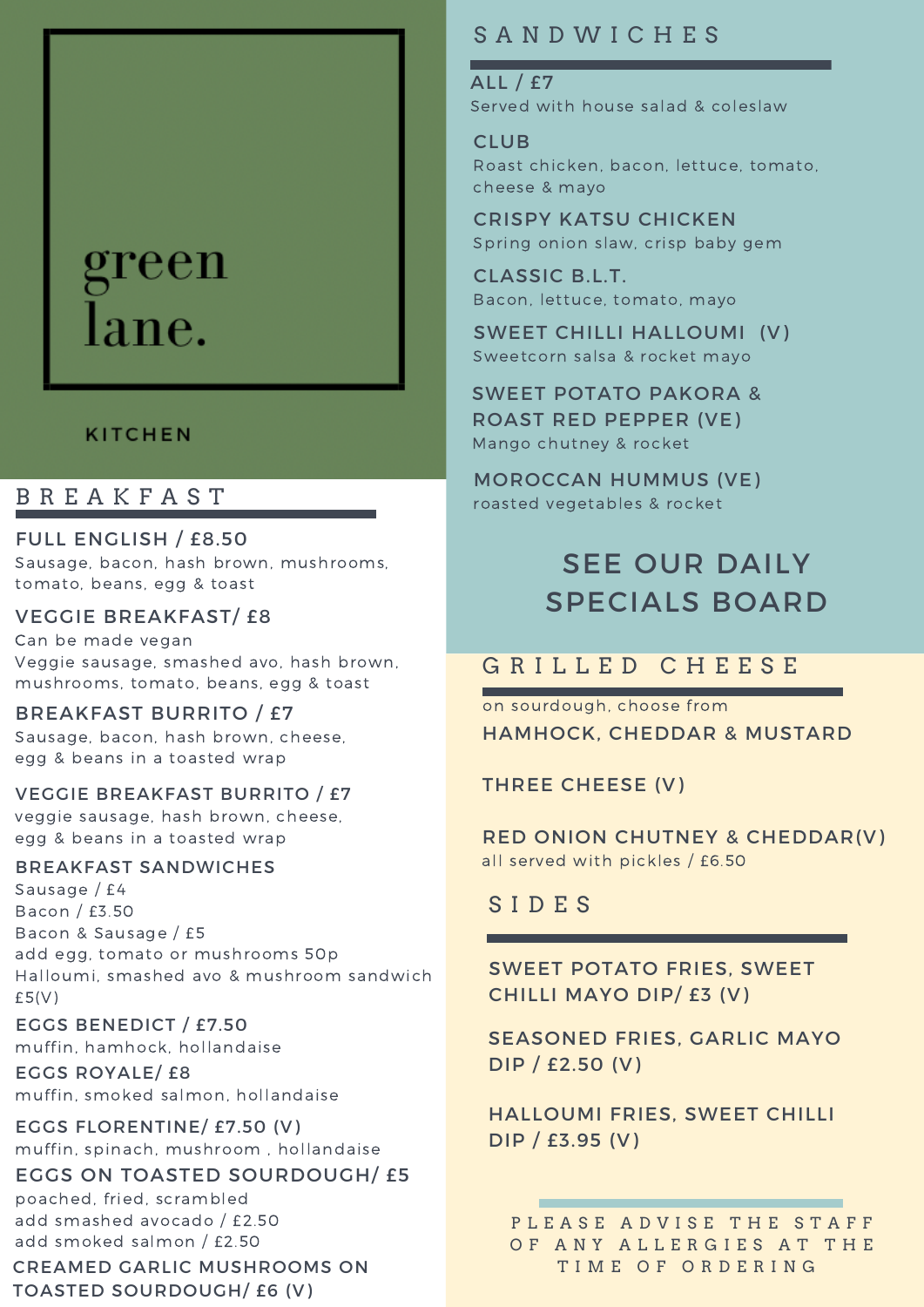# green lane.

KITCHEN

## BREAKFAST

### FULL ENGLISH / £8.50
Sausage, bacon, hash brown, mushrooms, tomato, beans, egg & toast

### VEGGIE BREAKFAST/ £8
Can be made vegan
Veggie sausage, smashed avo, hash brown, mushrooms, tomato, beans, egg & toast

### BREAKFAST BURRITO / £7
Sausage, bacon, hash brown, cheese, egg & beans in a toasted wrap

### VEGGIE BREAKFAST BURRITO / £7
veggie sausage, hash brown, cheese, egg & beans in a toasted wrap

### BREAKFAST SANDWICHES
Sausage / £4
Bacon / £3.50
Bacon & Sausage / £5
add egg, tomato or mushrooms 50p
Halloumi, smashed avo & mushroom sandwich £5(V)

### EGGS BENEDICT / £7.50
muffin, hamhock, hollandaise

### EGGS ROYALE/ £8
muffin, smoked salmon, hollandaise

### EGGS FLORENTINE/ £7.50 (V)
muffin, spinach, mushroom , hollandaise

### EGGS ON TOASTED SOURDOUGH/ £5
poached, fried, scrambled
add smashed avocado / £2.50
add smoked salmon / £2.50

### CREAMED GARLIC MUSHROOMS ON TOASTED SOURDOUGH/ £6 (V)

## SANDWICHES

### ALL / £7
Served with house salad & coleslaw

### CLUB
Roast chicken, bacon, lettuce, tomato, cheese & mayo

### CRISPY KATSU CHICKEN
Spring onion slaw, crisp baby gem

### CLASSIC B.L.T.
Bacon, lettuce, tomato, mayo

### SWEET CHILLI HALLOUMI (V)
Sweetcorn salsa & rocket mayo

### SWEET POTATO PAKORA & ROAST RED PEPPER (VE)
Mango chutney & rocket

### MOROCCAN HUMMUS (VE)
roasted vegetables & rocket

**SEE OUR DAILY SPECIALS BOARD**

## GRILLED CHEESE

on sourdough, choose from

### HAMHOCK, CHEDDAR & MUSTARD

### THREE CHEESE (V)

### RED ONION CHUTNEY & CHEDDAR(V)
all served with pickles / £6.50

## SIDES

### SWEET POTATO FRIES, SWEET CHILLI MAYO DIP/ £3 (V)

### SEASONED FRIES, GARLIC MAYO DIP / £2.50 (V)

### HALLOUMI FRIES, SWEET CHILLI DIP / £3.95 (V)

PLEASE ADVISE THE STAFF OF ANY ALLERGIES AT THE TIME OF ORDERING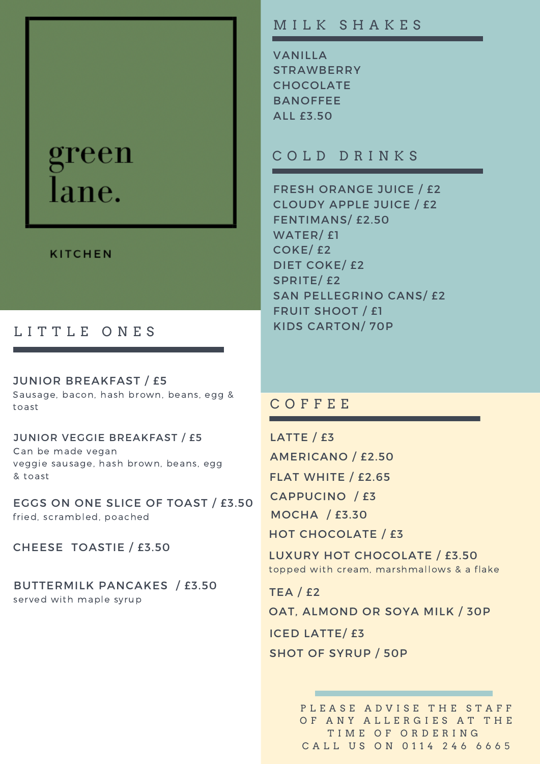# green lane.

KITCHEN

## LITTLE ONES

**JUNIOR BREAKFAST / £5**
Sausage, bacon, hash brown, beans, egg & toast

**JUNIOR VEGGIE BREAKFAST / £5**
Can be made vegan
veggie sausage, hash brown, beans, egg & toast

**EGGS ON ONE SLICE OF TOAST / £3.50**
fried, scrambled, poached

**CHEESE TOASTIE / £3.50**

**BUTTERMILK PANCAKES / £3.50**
served with maple syrup

## MILK SHAKES

VANILLA
STRAWBERRY
CHOCOLATE
BANOFFEE
ALL £3.50

## COLD DRINKS

FRESH ORANGE JUICE / £2
CLOUDY APPLE JUICE / £2
FENTIMANS/ £2.50
WATER/ £1
COKE/ £2
DIET COKE/ £2
SPRITE/ £2
SAN PELLEGRINO CANS/ £2
FRUIT SHOOT / £1
KIDS CARTON/ 70P

## COFFEE

LATTE / £3
AMERICANO / £2.50
FLAT WHITE / £2.65
CAPPUCINO / £3
MOCHA / £3.30
HOT CHOCOLATE / £3
LUXURY HOT CHOCOLATE / £3.50
topped with cream, marshmallows & a flake
TEA / £2
OAT, ALMOND OR SOYA MILK / 30P
ICED LATTE/ £3
SHOT OF SYRUP / 50P

PLEASE ADVISE THE STAFF OF ANY ALLERGIES AT THE TIME OF ORDERING
CALL US ON 0114 246 6665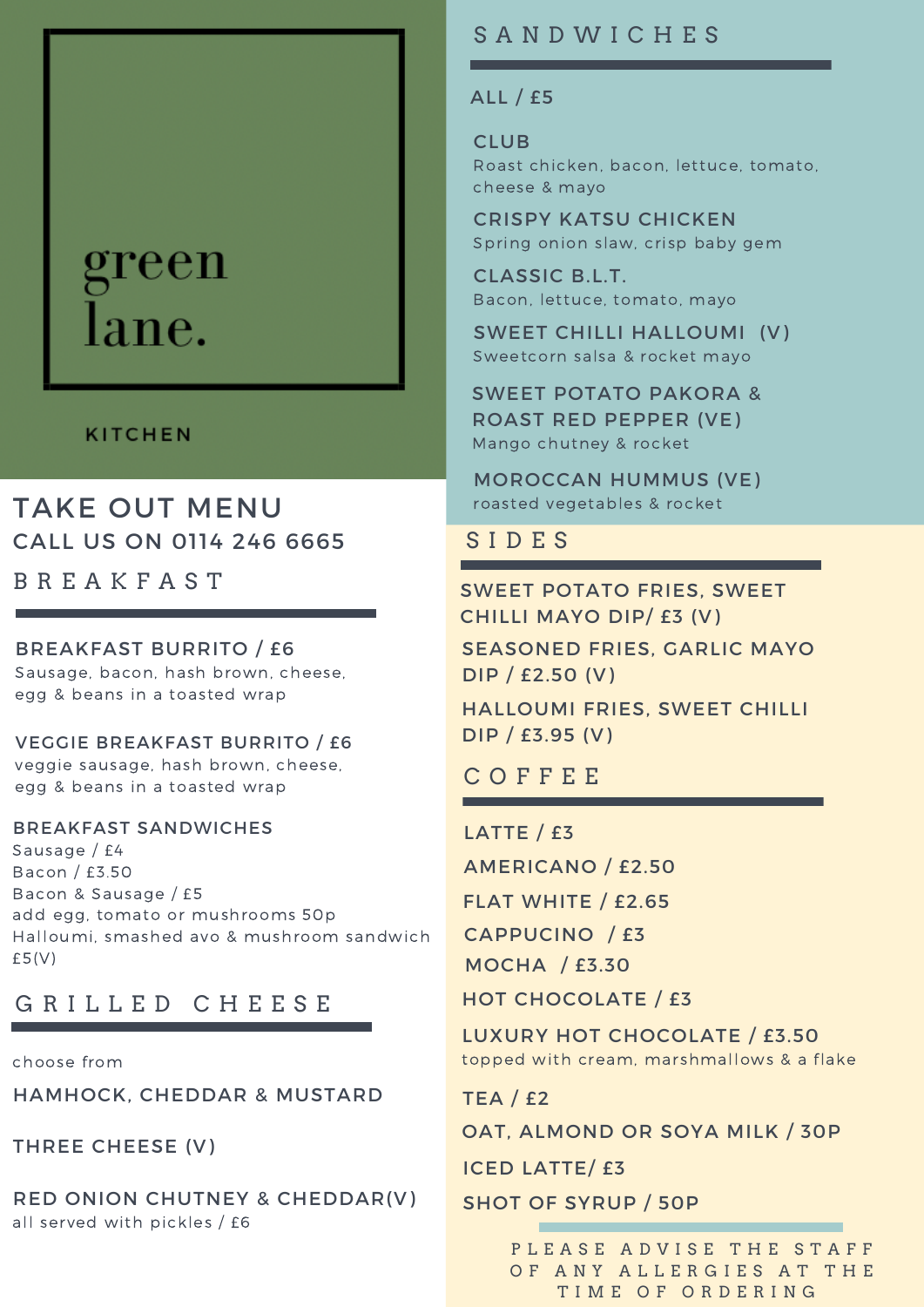# green lane.

KITCHEN

## TAKE OUT MENU

CALL US ON 0114 246 6665

## BREAKFAST

**BREAKFAST BURRITO / £6**
Sausage, bacon, hash brown, cheese, egg & beans in a toasted wrap

**VEGGIE BREAKFAST BURRITO / £6**
veggie sausage, hash brown, cheese, egg & beans in a toasted wrap

**BREAKFAST SANDWICHES**
Sausage / £4
Bacon / £3.50
Bacon & Sausage / £5
add egg, tomato or mushrooms 50p
Halloumi, smashed avo & mushroom sandwich £5(V)

## GRILLED CHEESE

choose from

**HAMHOCK, CHEDDAR & MUSTARD**

**THREE CHEESE (V)**

**RED ONION CHUTNEY & CHEDDAR(V)**
all served with pickles / £6

## SANDWICHES

ALL / £5

**CLUB**
Roast chicken, bacon, lettuce, tomato, cheese & mayo

**CRISPY KATSU CHICKEN**
Spring onion slaw, crisp baby gem

**CLASSIC B.L.T.**
Bacon, lettuce, tomato, mayo

**SWEET CHILLI HALLOUMI (V)**
Sweetcorn salsa & rocket mayo

**SWEET POTATO PAKORA & ROAST RED PEPPER (VE)**
Mango chutney & rocket

**MOROCCAN HUMMUS (VE)**
roasted vegetables & rocket

## SIDES

SWEET POTATO FRIES, SWEET CHILLI MAYO DIP/ £3 (V)

SEASONED FRIES, GARLIC MAYO DIP / £2.50 (V)

HALLOUMI FRIES, SWEET CHILLI DIP / £3.95 (V)

## COFFEE

LATTE / £3

AMERICANO / £2.50

FLAT WHITE / £2.65

CAPPUCINO / £3

MOCHA / £3.30

HOT CHOCOLATE / £3

LUXURY HOT CHOCOLATE / £3.50
topped with cream, marshmallows & a flake

TEA / £2

OAT, ALMOND OR SOYA MILK / 30P

ICED LATTE/ £3

SHOT OF SYRUP / 50P

PLEASE ADVISE THE STAFF OF ANY ALLERGIES AT THE TIME OF ORDERING